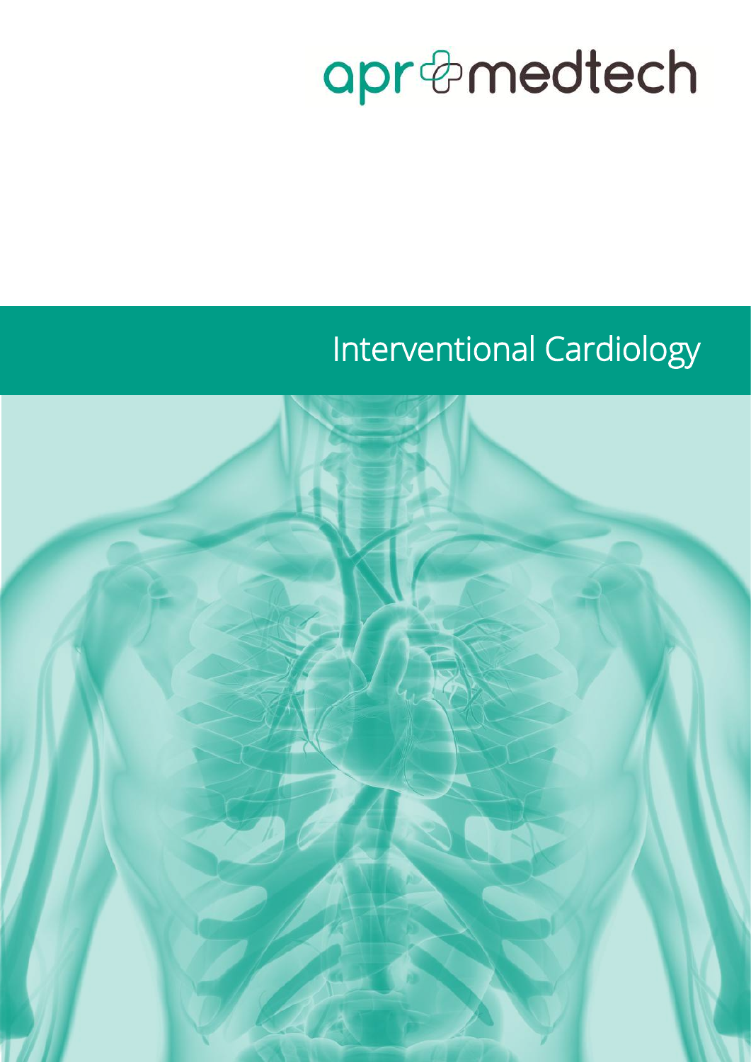apr medtech

# Interventional Cardiology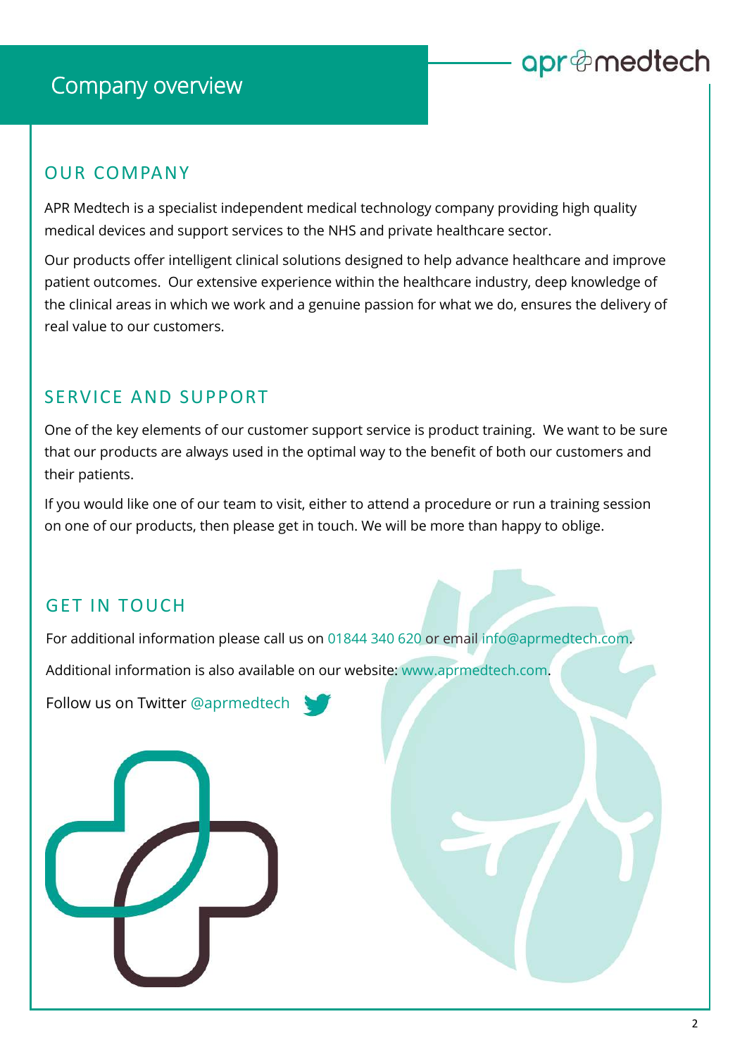# Company overview

## OUR COMPANY

APR Medtech is a specialist independent medical technology company providing high quality medical devices and support services to the NHS and private healthcare sector.

Our products offer intelligent clinical solutions designed to help advance healthcare and improve patient outcomes. Our extensive experience within the healthcare industry, deep knowledge of the clinical areas in which we work and a genuine passion for what we do, ensures the delivery of real value to our customers.

## SERVICE AND SUPPORT

One of the key elements of our customer support service is product training. We want to be sure that our products are always used in the optimal way to the benefit of both our customers and their patients.

If you would like one of our team to visit, either to attend a procedure or run a training session on one of our products, then please get in touch. We will be more than happy to oblige.

## GET IN TOUCH

For additional information please call us on 01844 340 620 or email info@aprmedtech.com.

Additional information is also available on our website: www.aprmedtech.com.

Follow us on Twitter @aprmedtech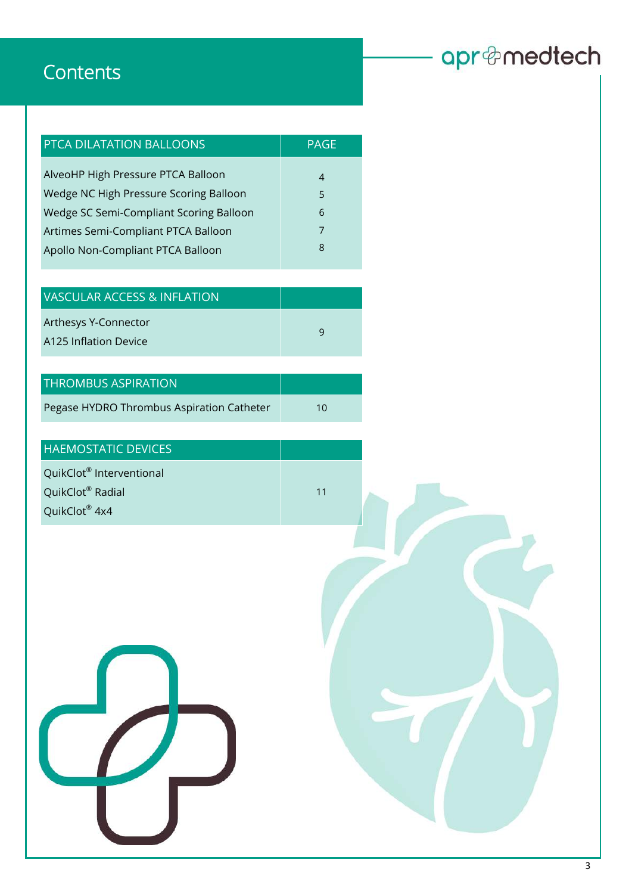# Contents

| PTCA DILATATION BALLOONS | PAGE |
|---|---|
| AlveoHP High Pressure PTCA Balloon | 4 |
| Wedge NC High Pressure Scoring Balloon | 5 |
| Wedge SC Semi-Compliant Scoring Balloon | 6 |
| Artimes Semi-Compliant PTCA Balloon | 7 |
| Apollo Non-Compliant PTCA Balloon | 8 |

| VASCULAR ACCESS & INFLATION | |
|---|---|
| Arthesys Y-Connector<br>A125 Inflation Device | 9 |

| THROMBUS ASPIRATION | |
|---|---|
| Pegase HYDRO Thrombus Aspiration Catheter | 10 |

| HAEMOSTATIC DEVICES | |
|---|---|
| QuikClot® Interventional<br>QuikClot® Radial<br>QuikClot® 4x4 | 11 |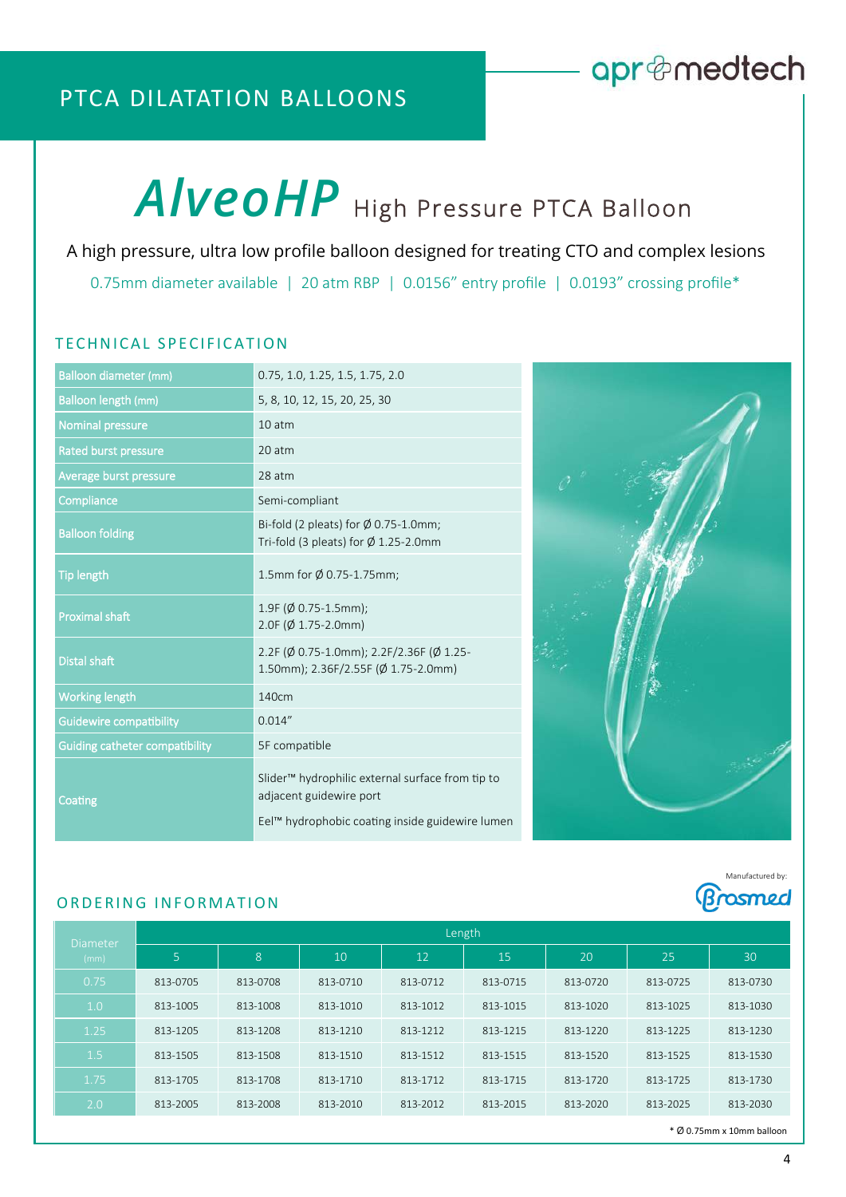# PTCA DILATATION BALLOONS

apr medtech

## *AlveoHP* High Pressure PTCA Balloon

A high pressure, ultra low profile balloon designed for treating CTO and complex lesions

0.75mm diameter available | 20 atm RBP | 0.0156" entry profile | 0.0193" crossing profile*

### TECHNICAL SPECIFICATION

| | |
|---|---|
| Balloon diameter (mm) | 0.75, 1.0, 1.25, 1.5, 1.75, 2.0 |
| Balloon length (mm) | 5, 8, 10, 12, 15, 20, 25, 30 |
| Nominal pressure | 10 atm |
| Rated burst pressure | 20 atm |
| Average burst pressure | 28 atm |
| Compliance | Semi-compliant |
| Balloon folding | Bi-fold (2 pleats) for Ø 0.75-1.0mm; Tri-fold (3 pleats) for Ø 1.25-2.0mm |
| Tip length | 1.5mm for Ø 0.75-1.75mm; |
| Proximal shaft | 1.9F (Ø 0.75-1.5mm); 2.0F (Ø 1.75-2.0mm) |
| Distal shaft | 2.2F (Ø 0.75-1.0mm); 2.2F/2.36F (Ø 1.25-1.50mm); 2.36F/2.55F (Ø 1.75-2.0mm) |
| Working length | 140cm |
| Guidewire compatibility | 0.014" |
| Guiding catheter compatibility | 5F compatible |
| Coating | Slider™ hydrophilic external surface from tip to adjacent guidewire port<br>Eel™ hydrophobic coating inside guidewire lumen |

Manufactured by: Brosmed

### ORDERING INFORMATION

| Diameter (mm) | Length | | | | | | | |
|---|---|---|---|---|---|---|---|---|
| | 5 | 8 | 10 | 12 | 15 | 20 | 25 | 30 |
| 0.75 | 813-0705 | 813-0708 | 813-0710 | 813-0712 | 813-0715 | 813-0720 | 813-0725 | 813-0730 |
| 1.0 | 813-1005 | 813-1008 | 813-1010 | 813-1012 | 813-1015 | 813-1020 | 813-1025 | 813-1030 |
| 1.25 | 813-1205 | 813-1208 | 813-1210 | 813-1212 | 813-1215 | 813-1220 | 813-1225 | 813-1230 |
| 1.5 | 813-1505 | 813-1508 | 813-1510 | 813-1512 | 813-1515 | 813-1520 | 813-1525 | 813-1530 |
| 1.75 | 813-1705 | 813-1708 | 813-1710 | 813-1712 | 813-1715 | 813-1720 | 813-1725 | 813-1730 |
| 2.0 | 813-2005 | 813-2008 | 813-2010 | 813-2012 | 813-2015 | 813-2020 | 813-2025 | 813-2030 |

* Ø 0.75mm x 10mm balloon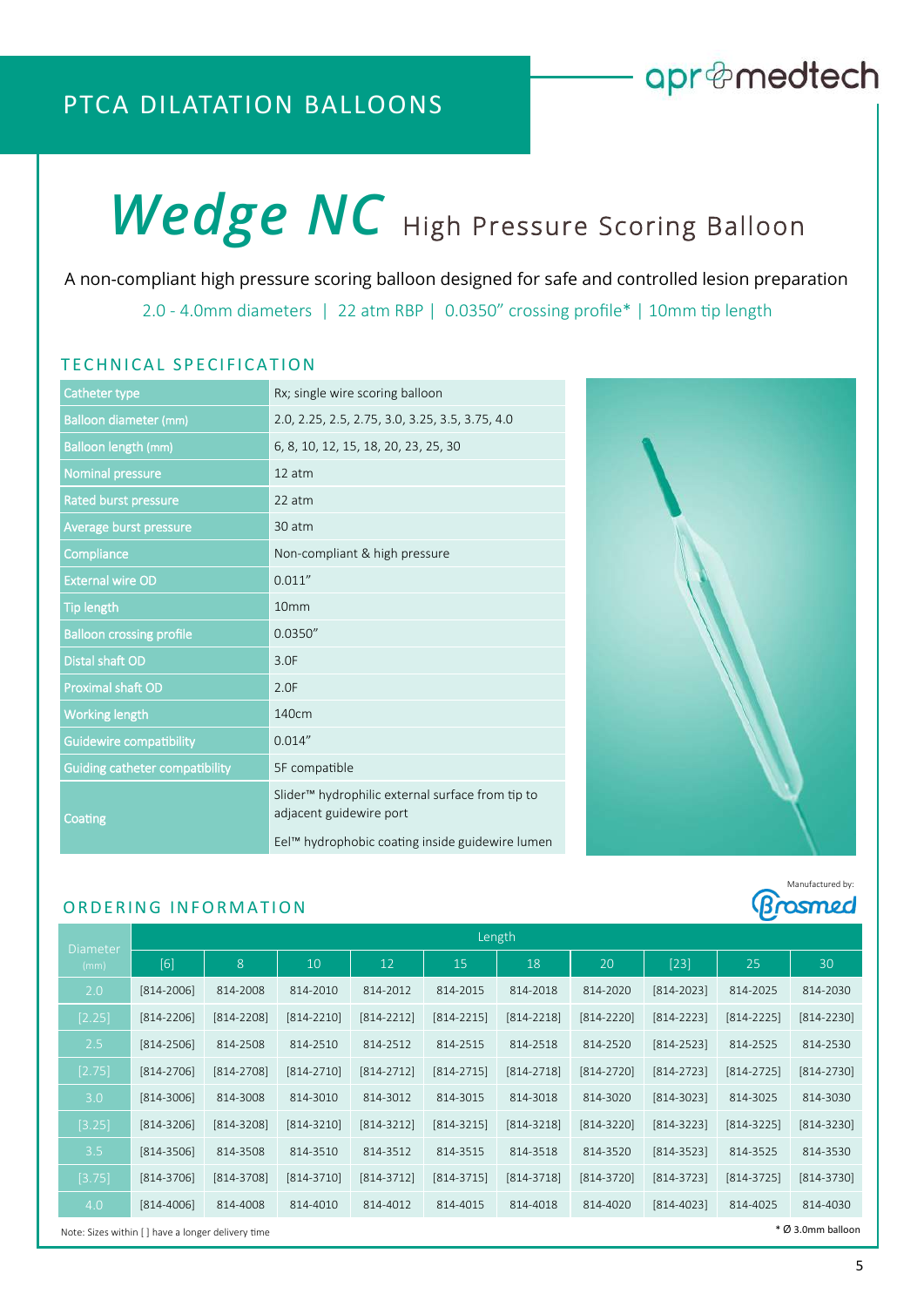# PTCA DILATATION BALLOONS

apr medtech

# *Wedge NC* High Pressure Scoring Balloon

A non-compliant high pressure scoring balloon designed for safe and controlled lesion preparation

2.0 - 4.0mm diameters | 22 atm RBP | 0.0350" crossing profile* | 10mm tip length

## TECHNICAL SPECIFICATION

| | |
|---|---|
| Catheter type | Rx; single wire scoring balloon |
| Balloon diameter (mm) | 2.0, 2.25, 2.5, 2.75, 3.0, 3.25, 3.5, 3.75, 4.0 |
| Balloon length (mm) | 6, 8, 10, 12, 15, 18, 20, 23, 25, 30 |
| Nominal pressure | 12 atm |
| Rated burst pressure | 22 atm |
| Average burst pressure | 30 atm |
| Compliance | Non-compliant & high pressure |
| External wire OD | 0.011" |
| Tip length | 10mm |
| Balloon crossing profile | 0.0350" |
| Distal shaft OD | 3.0F |
| Proximal shaft OD | 2.0F |
| Working length | 140cm |
| Guidewire compatibility | 0.014" |
| Guiding catheter compatibility | 5F compatible |
| Coating | Slider™ hydrophilic external surface from tip to adjacent guidewire port<br>Eel™ hydrophobic coating inside guidewire lumen |

Manufactured by: Brosmed

## ORDERING INFORMATION

| Diameter (mm) | Length | | | | | | | | | |
|---|---|---|---|---|---|---|---|---|---|---|
| | [6] | 8 | 10 | 12 | 15 | 18 | 20 | [23] | 25 | 30 |
| 2.0 | [814-2006] | 814-2008 | 814-2010 | 814-2012 | 814-2015 | 814-2018 | 814-2020 | [814-2023] | 814-2025 | 814-2030 |
| [2.25] | [814-2206] | [814-2208] | [814-2210] | [814-2212] | [814-2215] | [814-2218] | [814-2220] | [814-2223] | [814-2225] | [814-2230] |
| 2.5 | [814-2506] | 814-2508 | 814-2510 | 814-2512 | 814-2515 | 814-2518 | 814-2520 | [814-2523] | 814-2525 | 814-2530 |
| [2.75] | [814-2706] | [814-2708] | [814-2710] | [814-2712] | [814-2715] | [814-2718] | [814-2720] | [814-2723] | [814-2725] | [814-2730] |
| 3.0 | [814-3006] | 814-3008 | 814-3010 | 814-3012 | 814-3015 | 814-3018 | 814-3020 | [814-3023] | 814-3025 | 814-3030 |
| [3.25] | [814-3206] | [814-3208] | [814-3210] | [814-3212] | [814-3215] | [814-3218] | [814-3220] | [814-3223] | [814-3225] | [814-3230] |
| 3.5 | [814-3506] | 814-3508 | 814-3510 | 814-3512 | 814-3515 | 814-3518 | 814-3520 | [814-3523] | 814-3525 | 814-3530 |
| [3.75] | [814-3706] | [814-3708] | [814-3710] | [814-3712] | [814-3715] | [814-3718] | [814-3720] | [814-3723] | [814-3725] | [814-3730] |
| 4.0 | [814-4006] | 814-4008 | 814-4010 | 814-4012 | 814-4015 | 814-4018 | 814-4020 | [814-4023] | 814-4025 | 814-4030 |

Note: Sizes within [ ] have a longer delivery time

* Ø 3.0mm balloon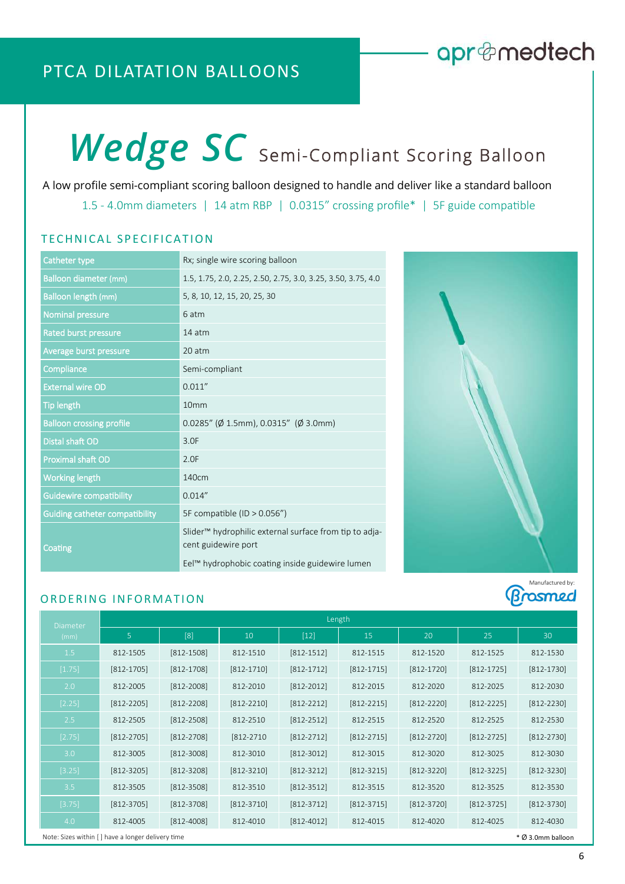PTCA DILATATION BALLOONS

apr medtech

# *Wedge SC* Semi-Compliant Scoring Balloon

A low profile semi-compliant scoring balloon designed to handle and deliver like a standard balloon

1.5 - 4.0mm diameters | 14 atm RBP | 0.0315" crossing profile* | 5F guide compatible

## TECHNICAL SPECIFICATION

| | |
|---|---|
| Catheter type | Rx; single wire scoring balloon |
| Balloon diameter (mm) | 1.5, 1.75, 2.0, 2.25, 2.50, 2.75, 3.0, 3.25, 3.50, 3.75, 4.0 |
| Balloon length (mm) | 5, 8, 10, 12, 15, 20, 25, 30 |
| Nominal pressure | 6 atm |
| Rated burst pressure | 14 atm |
| Average burst pressure | 20 atm |
| Compliance | Semi-compliant |
| External wire OD | 0.011" |
| Tip length | 10mm |
| Balloon crossing profile | 0.0285" (Ø 1.5mm), 0.0315" (Ø 3.0mm) |
| Distal shaft OD | 3.0F |
| Proximal shaft OD | 2.0F |
| Working length | 140cm |
| Guidewire compatibility | 0.014" |
| Guiding catheter compatibility | 5F compatible (ID > 0.056") |
| Coating | Slider™ hydrophilic external surface from tip to adjacent guidewire port<br>Eel™ hydrophobic coating inside guidewire lumen |

Manufactured by: Brosmed

## ORDERING INFORMATION

| Diameter (mm) | Length | | | | | | | |
|---|---|---|---|---|---|---|---|---|
| | 5 | [8] | 10 | [12] | 15 | 20 | 25 | 30 |
| 1.5 | 812-1505 | [812-1508] | 812-1510 | [812-1512] | 812-1515 | 812-1520 | 812-1525 | 812-1530 |
| [1.75] | [812-1705] | [812-1708] | [812-1710] | [812-1712] | [812-1715] | [812-1720] | [812-1725] | [812-1730] |
| 2.0 | 812-2005 | [812-2008] | 812-2010 | [812-2012] | 812-2015 | 812-2020 | 812-2025 | 812-2030 |
| [2.25] | [812-2205] | [812-2208] | [812-2210] | [812-2212] | [812-2215] | [812-2220] | [812-2225] | [812-2230] |
| 2.5 | 812-2505 | [812-2508] | 812-2510 | [812-2512] | 812-2515 | 812-2520 | 812-2525 | 812-2530 |
| [2.75] | [812-2705] | [812-2708] | [812-2710 | [812-2712] | [812-2715] | [812-2720] | [812-2725] | [812-2730] |
| 3.0 | 812-3005 | [812-3008] | 812-3010 | [812-3012] | 812-3015 | 812-3020 | 812-3025 | 812-3030 |
| [3.25] | [812-3205] | [812-3208] | [812-3210] | [812-3212] | [812-3215] | [812-3220] | [812-3225] | [812-3230] |
| 3.5 | 812-3505 | [812-3508] | 812-3510 | [812-3512] | 812-3515 | 812-3520 | 812-3525 | 812-3530 |
| [3.75] | [812-3705] | [812-3708] | [812-3710] | [812-3712] | [812-3715] | [812-3720] | [812-3725] | [812-3730] |
| 4.0 | 812-4005 | [812-4008] | 812-4010 | [812-4012] | 812-4015 | 812-4020 | 812-4025 | 812-4030 |

Note: Sizes within [ ] have a longer delivery time

* Ø 3.0mm balloon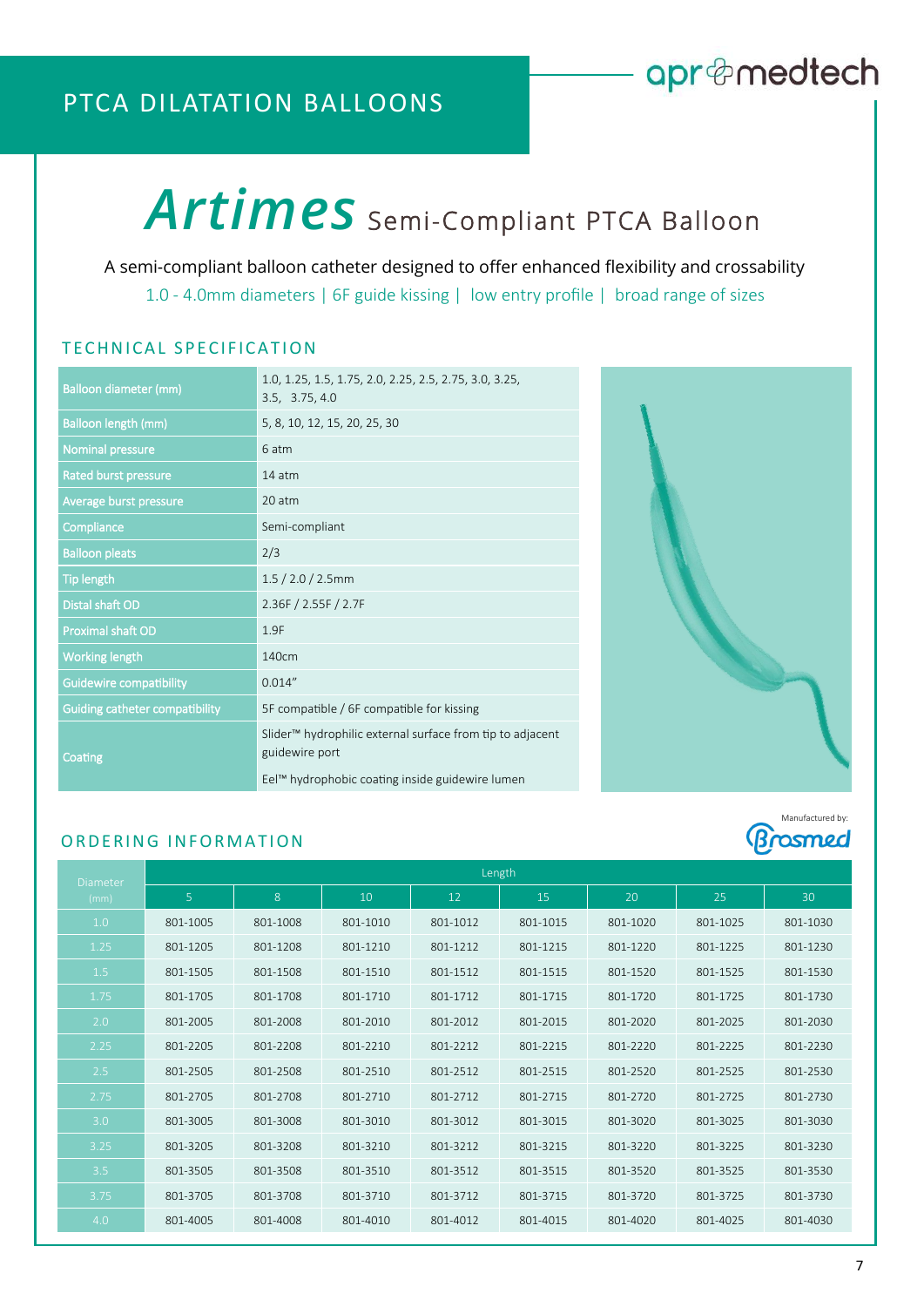# PTCA DILATATION BALLOONS

apr medtech

# *Artimes* Semi-Compliant PTCA Balloon

A semi-compliant balloon catheter designed to offer enhanced flexibility and crossability

1.0 - 4.0mm diameters | 6F guide kissing | low entry profile | broad range of sizes

## TECHNICAL SPECIFICATION

| | |
|---|---|
| Balloon diameter (mm) | 1.0, 1.25, 1.5, 1.75, 2.0, 2.25, 2.5, 2.75, 3.0, 3.25, 3.5, 3.75, 4.0 |
| Balloon length (mm) | 5, 8, 10, 12, 15, 20, 25, 30 |
| Nominal pressure | 6 atm |
| Rated burst pressure | 14 atm |
| Average burst pressure | 20 atm |
| Compliance | Semi-compliant |
| Balloon pleats | 2/3 |
| Tip length | 1.5 / 2.0 / 2.5mm |
| Distal shaft OD | 2.36F / 2.55F / 2.7F |
| Proximal shaft OD | 1.9F |
| Working length | 140cm |
| Guidewire compatibility | 0.014" |
| Guiding catheter compatibility | 5F compatible / 6F compatible for kissing |
| Coating | Slider™ hydrophilic external surface from tip to adjacent guidewire port<br>Eel™ hydrophobic coating inside guidewire lumen |

Manufactured by: Brosmed

## ORDERING INFORMATION

| Diameter (mm) | Length | | | | | | | |
|---|---|---|---|---|---|---|---|---|
| | 5 | 8 | 10 | 12 | 15 | 20 | 25 | 30 |
| 1.0 | 801-1005 | 801-1008 | 801-1010 | 801-1012 | 801-1015 | 801-1020 | 801-1025 | 801-1030 |
| 1.25 | 801-1205 | 801-1208 | 801-1210 | 801-1212 | 801-1215 | 801-1220 | 801-1225 | 801-1230 |
| 1.5 | 801-1505 | 801-1508 | 801-1510 | 801-1512 | 801-1515 | 801-1520 | 801-1525 | 801-1530 |
| 1.75 | 801-1705 | 801-1708 | 801-1710 | 801-1712 | 801-1715 | 801-1720 | 801-1725 | 801-1730 |
| 2.0 | 801-2005 | 801-2008 | 801-2010 | 801-2012 | 801-2015 | 801-2020 | 801-2025 | 801-2030 |
| 2.25 | 801-2205 | 801-2208 | 801-2210 | 801-2212 | 801-2215 | 801-2220 | 801-2225 | 801-2230 |
| 2.5 | 801-2505 | 801-2508 | 801-2510 | 801-2512 | 801-2515 | 801-2520 | 801-2525 | 801-2530 |
| 2.75 | 801-2705 | 801-2708 | 801-2710 | 801-2712 | 801-2715 | 801-2720 | 801-2725 | 801-2730 |
| 3.0 | 801-3005 | 801-3008 | 801-3010 | 801-3012 | 801-3015 | 801-3020 | 801-3025 | 801-3030 |
| 3.25 | 801-3205 | 801-3208 | 801-3210 | 801-3212 | 801-3215 | 801-3220 | 801-3225 | 801-3230 |
| 3.5 | 801-3505 | 801-3508 | 801-3510 | 801-3512 | 801-3515 | 801-3520 | 801-3525 | 801-3530 |
| 3.75 | 801-3705 | 801-3708 | 801-3710 | 801-3712 | 801-3715 | 801-3720 | 801-3725 | 801-3730 |
| 4.0 | 801-4005 | 801-4008 | 801-4010 | 801-4012 | 801-4015 | 801-4020 | 801-4025 | 801-4030 |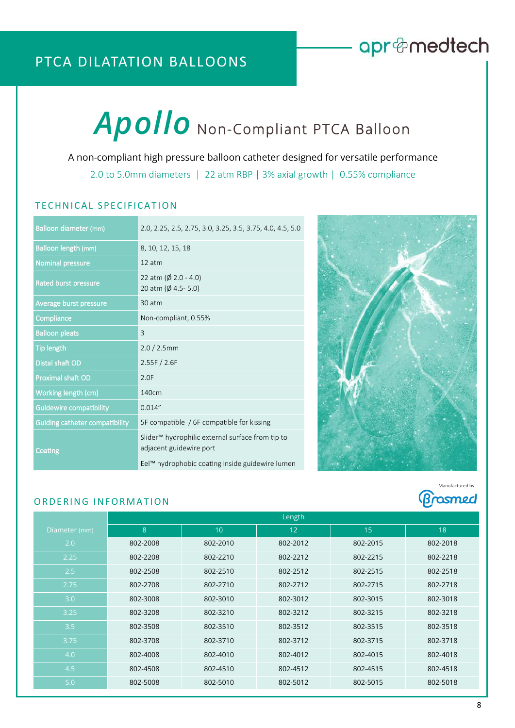PTCA DILATATION BALLOONS

# *Apollo* Non-Compliant PTCA Balloon

A non-compliant high pressure balloon catheter designed for versatile performance

2.0 to 5.0mm diameters | 22 atm RBP | 3% axial growth | 0.55% compliance

## TECHNICAL SPECIFICATION

| | |
|---|---|
| Balloon diameter (mm) | 2.0, 2.25, 2.5, 2.75, 3.0, 3.25, 3.5, 3.75, 4.0, 4.5, 5.0 |
| Balloon length (mm) | 8, 10, 12, 15, 18 |
| Nominal pressure | 12 atm |
| Rated burst pressure | 22 atm (Ø 2.0 - 4.0)<br>20 atm (Ø 4.5- 5.0) |
| Average burst pressure | 30 atm |
| Compliance | Non-compliant, 0.55% |
| Balloon pleats | 3 |
| Tip length | 2.0 / 2.5mm |
| Distal shaft OD | 2.55F / 2.6F |
| Proximal shaft OD | 2.0F |
| Working length (cm) | 140cm |
| Guidewire compatibility | 0.014" |
| Guiding catheter compatibility | 5F compatible / 6F compatible for kissing |
| Coating | Slider™ hydrophilic external surface from tip to adjacent guidewire port<br>Eel™ hydrophobic coating inside guidewire lumen |

Manufactured by: Brosmed

## ORDERING INFORMATION

| Diameter (mm) | Length | | | | |
|---|---|---|---|---|---|
| | 8 | 10 | 12 | 15 | 18 |
| 2.0 | 802-2008 | 802-2010 | 802-2012 | 802-2015 | 802-2018 |
| 2.25 | 802-2208 | 802-2210 | 802-2212 | 802-2215 | 802-2218 |
| 2.5 | 802-2508 | 802-2510 | 802-2512 | 802-2515 | 802-2518 |
| 2.75 | 802-2708 | 802-2710 | 802-2712 | 802-2715 | 802-2718 |
| 3.0 | 802-3008 | 802-3010 | 802-3012 | 802-3015 | 802-3018 |
| 3.25 | 802-3208 | 802-3210 | 802-3212 | 802-3215 | 802-3218 |
| 3.5 | 802-3508 | 802-3510 | 802-3512 | 802-3515 | 802-3518 |
| 3.75 | 802-3708 | 802-3710 | 802-3712 | 802-3715 | 802-3718 |
| 4.0 | 802-4008 | 802-4010 | 802-4012 | 802-4015 | 802-4018 |
| 4.5 | 802-4508 | 802-4510 | 802-4512 | 802-4515 | 802-4518 |
| 5.0 | 802-5008 | 802-5010 | 802-5012 | 802-5015 | 802-5018 |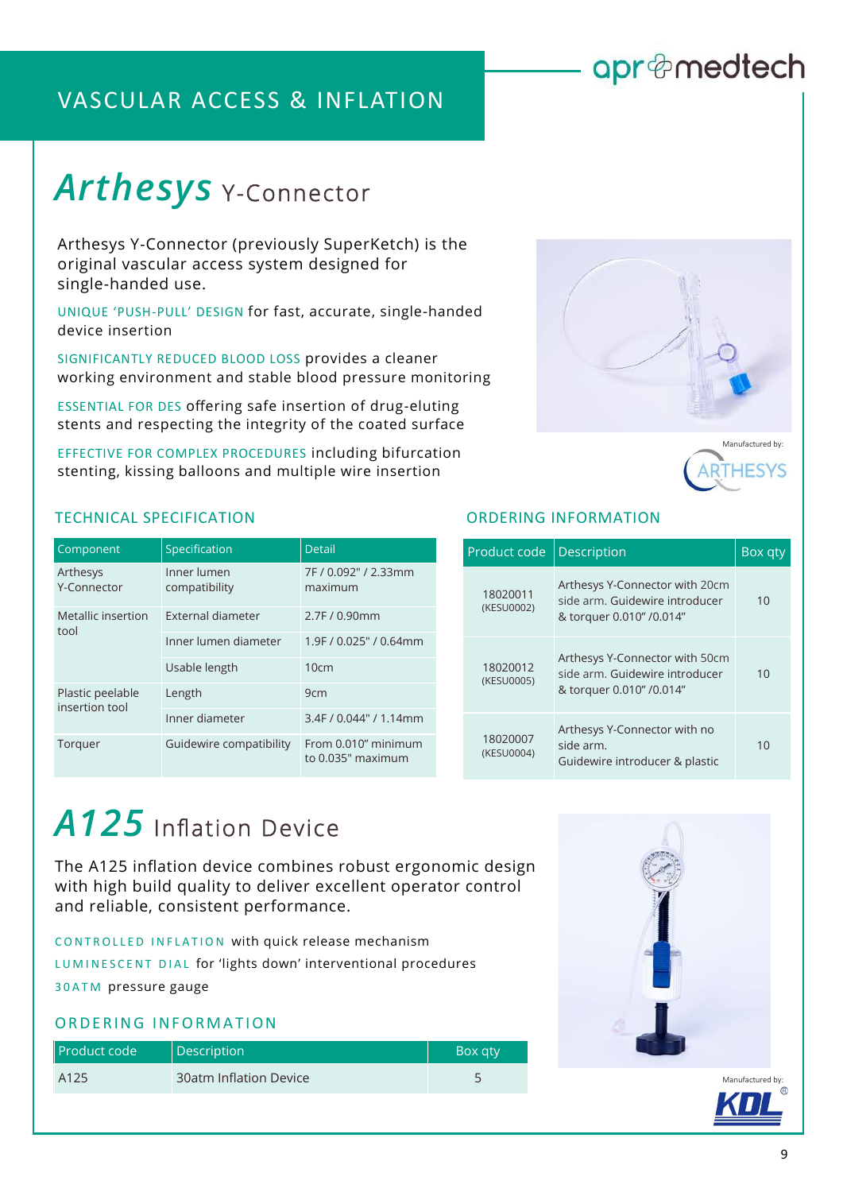# VASCULAR ACCESS & INFLATION

apr medtech

## *Arthesys* Y-Connector

Arthesys Y-Connector (previously SuperKetch) is the original vascular access system designed for single-handed use.

UNIQUE 'PUSH-PULL' DESIGN for fast, accurate, single-handed device insertion

SIGNIFICANTLY REDUCED BLOOD LOSS provides a cleaner working environment and stable blood pressure monitoring

ESSENTIAL FOR DES offering safe insertion of drug-eluting stents and respecting the integrity of the coated surface

EFFECTIVE FOR COMPLEX PROCEDURES including bifurcation stenting, kissing balloons and multiple wire insertion

Manufactured by: ARTHESYS

### TECHNICAL SPECIFICATION

| Component | Specification | Detail |
|---|---|---|
| Arthesys Y-Connector | Inner lumen compatibility | 7F / 0.092" / 2.33mm maximum |
| Metallic insertion tool | External diameter | 2.7F / 0.90mm |
| | Inner lumen diameter | 1.9F / 0.025" / 0.64mm |
| | Usable length | 10cm |
| Plastic peelable insertion tool | Length | 9cm |
| | Inner diameter | 3.4F / 0.044" / 1.14mm |
| Torquer | Guidewire compatibility | From 0.010" minimum to 0.035" maximum |

### ORDERING INFORMATION

| Product code | Description | Box qty |
|---|---|---|
| 18020011 (KESU0002) | Arthesys Y-Connector with 20cm side arm. Guidewire introducer & torquer 0.010" /0.014" | 10 |
| 18020012 (KESU0005) | Arthesys Y-Connector with 50cm side arm. Guidewire introducer & torquer 0.010" /0.014" | 10 |
| 18020007 (KESU0004) | Arthesys Y-Connector with no side arm. Guidewire introducer & plastic | 10 |

## *A125* Inflation Device

The A125 inflation device combines robust ergonomic design with high build quality to deliver excellent operator control and reliable, consistent performance.

CONTROLLED INFLATION with quick release mechanism

LUMINESCENT DIAL for 'lights down' interventional procedures

30ATM pressure gauge

### ORDERING INFORMATION

| Product code | Description | Box qty |
|---|---|---|
| A125 | 30atm Inflation Device | 5 |

Manufactured by: KDL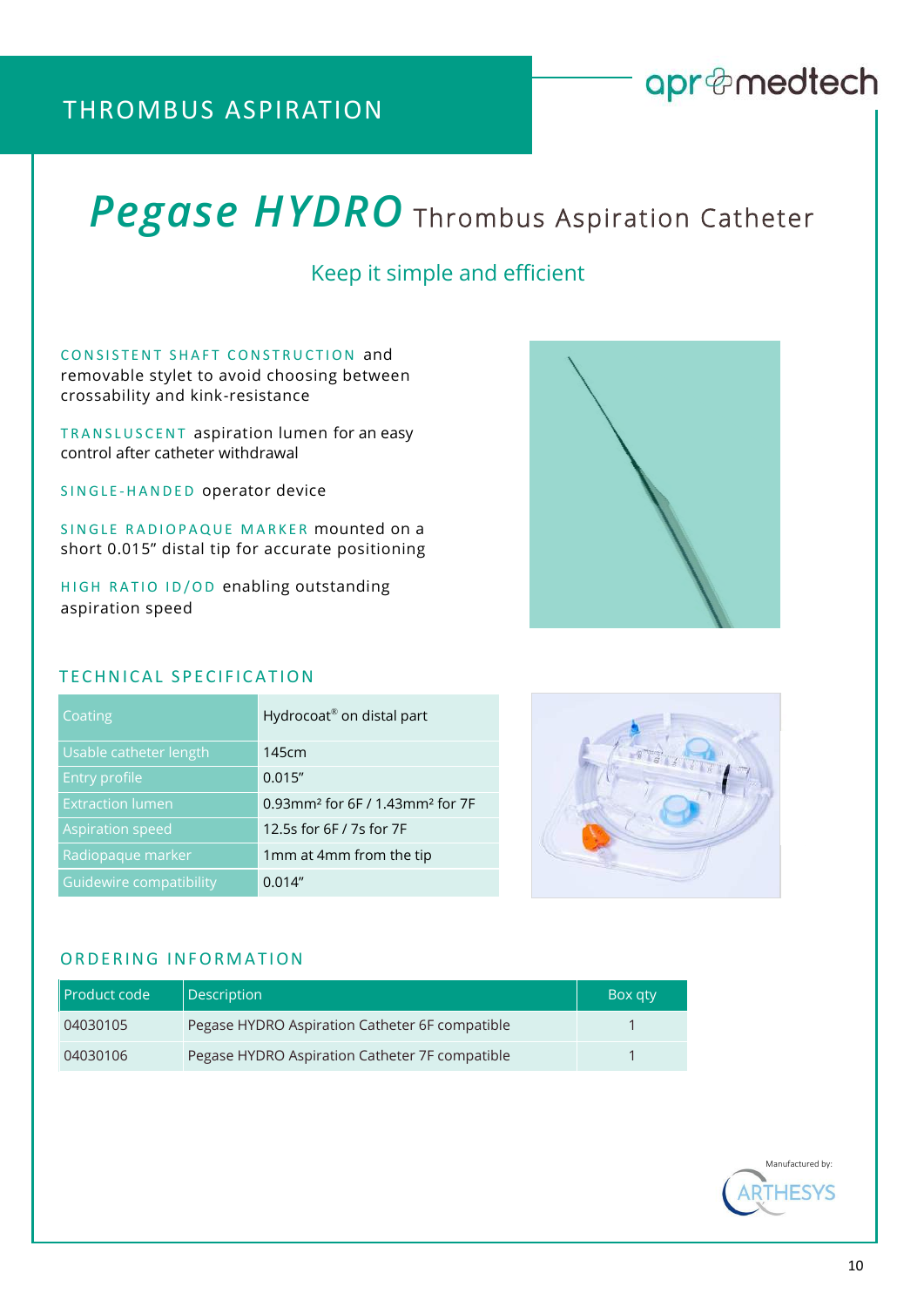THROMBUS ASPIRATION

# *Pegase HYDRO* Thrombus Aspiration Catheter

## Keep it simple and efficient

CONSISTENT SHAFT CONSTRUCTION and removable stylet to avoid choosing between crossability and kink-resistance

TRANSLUSCENT aspiration lumen for an easy control after catheter withdrawal

SINGLE-HANDED operator device

SINGLE RADIOPAQUE MARKER mounted on a short 0.015" distal tip for accurate positioning

HIGH RATIO ID/OD enabling outstanding aspiration speed

### TECHNICAL SPECIFICATION

| | |
|---|---|
| Coating | Hydrocoat® on distal part |
| Usable catheter length | 145cm |
| Entry profile | 0.015" |
| Extraction lumen | 0.93mm² for 6F / 1.43mm² for 7F |
| Aspiration speed | 12.5s for 6F / 7s for 7F |
| Radiopaque marker | 1mm at 4mm from the tip |
| Guidewire compatibility | 0.014" |

### ORDERING INFORMATION

| Product code | Description | Box qty |
|---|---|---|
| 04030105 | Pegase HYDRO Aspiration Catheter 6F compatible | 1 |
| 04030106 | Pegase HYDRO Aspiration Catheter 7F compatible | 1 |

Manufactured by: ARTHESYS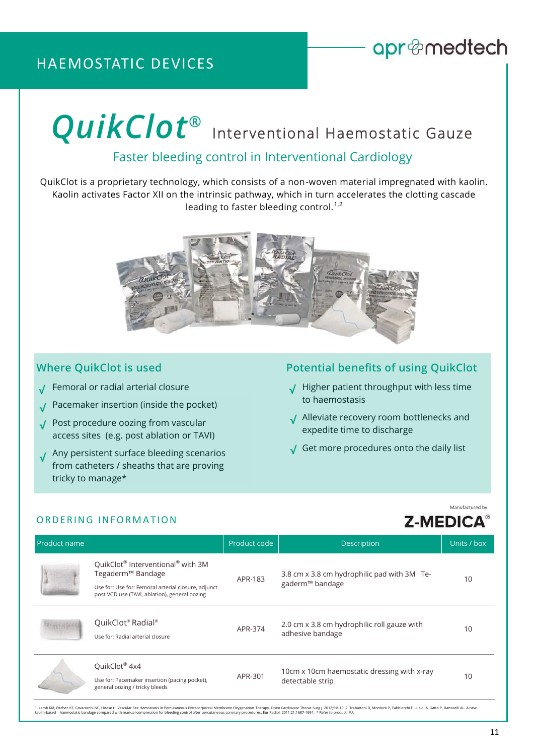# HAEMOSTATIC DEVICES

apr medtech

# QuikClot® Interventional Haemostatic Gauze

## Faster bleeding control in Interventional Cardiology

QuikClot is a proprietary technology, which consists of a non-woven material impregnated with kaolin. Kaolin activates Factor XII on the intrinsic pathway, which in turn accelerates the clotting cascade leading to faster bleeding control.[1,2]

### Where QuikClot is used

- √ Femoral or radial arterial closure
- √ Pacemaker insertion (inside the pocket)
- √ Post procedure oozing from vascular access sites (e.g. post ablation or TAVI)
- √ Any persistent surface bleeding scenarios from catheters / sheaths that are proving tricky to manage*

### Potential benefits of using QuikClot

- √ Higher patient throughput with less time to haemostasis
- √ Alleviate recovery room bottlenecks and expedite time to discharge
- √ Get more procedures onto the daily list

## ORDERING INFORMATION

Manufactured by: Z-MEDICA®

| Product name | Product code | Description | Units / box |
|---|---|---|---|
| QuikClot® Interventional® with 3M Tegaderm™ Bandage<br>Use for: Use for: Femoral arterial closure, adjunct post VCD use (TAVI, ablation), general oozing | APR-183 | 3.8 cm x 3.8 cm hydrophilic pad with 3M Tegaderm™ bandage | 10 |
| QuikClot® Radial®<br>Use for: Radial arterial closure | APR-374 | 2.0 cm x 3.8 cm hydrophilic roll gauze with adhesive bandage | 10 |
| QuikClot® 4x4<br>Use for: Pacemaker insertion (pacing pocket), general oozing / tricky bleeds | APR-301 | 10cm x 10cm haemostatic dressing with x-ray detectable strip | 10 |

1. Lamb KM, Pitcher HT, Cavarocchi NC, Hirose H. Vascular Site Hemostasis in Percutaneous Extracorporeal Membrane Oxygenation Therapy. Open Cardiovasc Thorac Surg J. 2012;5:8-10. 2. Trabattoni D, Montorsi P, Fabbiocchi F, Lualdi A, Gatto P, Bartorelli AL. A new kaolin-based haemostatic bandage compared with manual compression for bleeding control after percutaneous coronary procedures. Eur Radiol. 2011;21:1687-1691. * Refer to product IFU.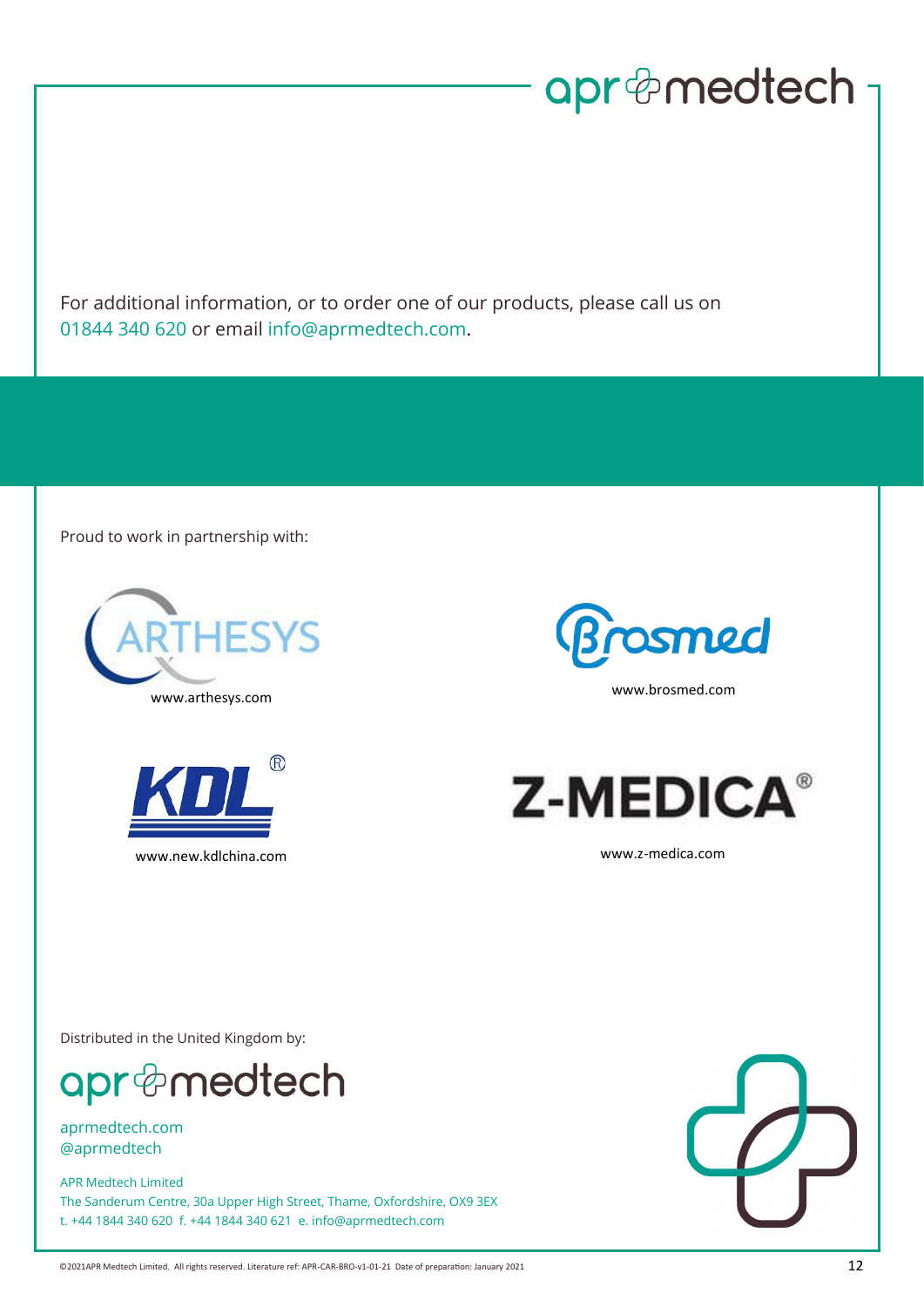For additional information, or to order one of our products, please call us on 01844 340 620 or email info@aprmedtech.com.

Proud to work in partnership with:

www.arthesys.com

www.brosmed.com

www.new.kdlchina.com

www.z-medica.com

Distributed in the United Kingdom by:

aprmedtech.com
@aprmedtech

APR Medtech Limited
The Sanderum Centre, 30a Upper High Street, Thame, Oxfordshire, OX9 3EX
t. +44 1844 340 620 f. +44 1844 340 621 e. info@aprmedtech.com

©2021APR Medtech Limited. All rights reserved. Literature ref: APR-CAR-BRO-v1-01-21 Date of preparation: January 2021